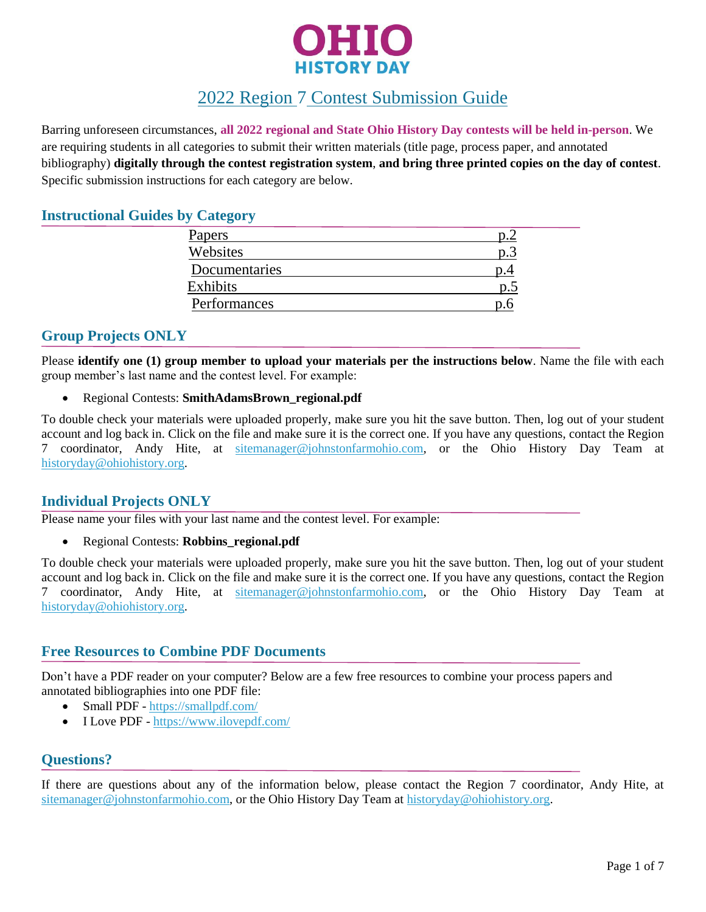# OHIO HISTORY DAY

## 2022 Region 7 Contest Submission Guide

Barring unforeseen circumstances, **all 2022 regional and State Ohio History Day contests will be held in-person**. We are requiring students in all categories to submit their written materials (title page, process paper, and annotated bibliography) **digitally through the contest registration system**, **and bring three printed copies on the day of contest**. Specific submission instructions for each category are below.

### Instructional Guides by Category

| | |
|---|---|
| Papers | p.2 |
| Websites | p.3 |
| Documentaries | p.4 |
| Exhibits | p.5 |
| Performances | p.6 |

### Group Projects ONLY

Please **identify one (1) group member to upload your materials per the instructions below**. Name the file with each group member's last name and the contest level. For example:

- Regional Contests: **SmithAdamsBrown_regional.pdf**

To double check your materials were uploaded properly, make sure you hit the save button. Then, log out of your student account and log back in. Click on the file and make sure it is the correct one. If you have any questions, contact the Region 7 coordinator, Andy Hite, at sitemanager@johnstonfarmohio.com, or the Ohio History Day Team at historyday@ohiohistory.org.

### Individual Projects ONLY

Please name your files with your last name and the contest level. For example:

- Regional Contests: **Robbins_regional.pdf**

To double check your materials were uploaded properly, make sure you hit the save button. Then, log out of your student account and log back in. Click on the file and make sure it is the correct one. If you have any questions, contact the Region 7 coordinator, Andy Hite, at sitemanager@johnstonfarmohio.com, or the Ohio History Day Team at historyday@ohiohistory.org.

### Free Resources to Combine PDF Documents

Don't have a PDF reader on your computer? Below are a few free resources to combine your process papers and annotated bibliographies into one PDF file:

- Small PDF - https://smallpdf.com/
- I Love PDF - https://www.ilovepdf.com/

### Questions?

If there are questions about any of the information below, please contact the Region 7 coordinator, Andy Hite, at sitemanager@johnstonfarmohio.com, or the Ohio History Day Team at historyday@ohiohistory.org.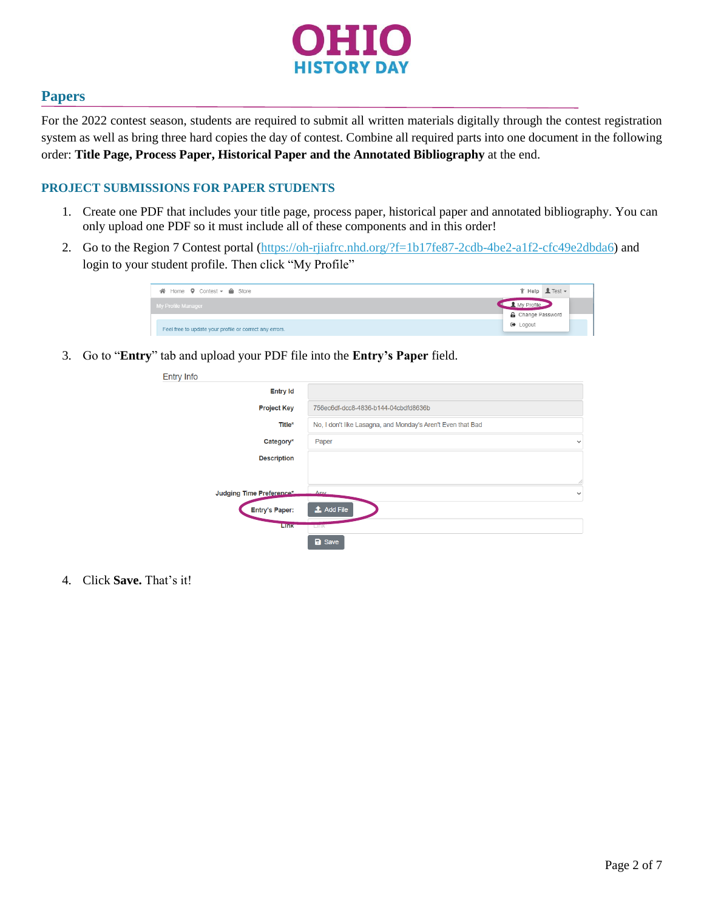# OHIO HISTORY DAY

## Papers

For the 2022 contest season, students are required to submit all written materials digitally through the contest registration system as well as bring three hard copies the day of contest. Combine all required parts into one document in the following order: **Title Page, Process Paper, Historical Paper and the Annotated Bibliography** at the end.

### PROJECT SUBMISSIONS FOR PAPER STUDENTS

1. Create one PDF that includes your title page, process paper, historical paper and annotated bibliography. You can only upload one PDF so it must include all of these components and in this order!
2. Go to the Region 7 Contest portal (https://oh-rjiafrc.nhd.org/?f=1b17fe87-2cdb-4be2-a1f2-cfc49e2dbda6) and login to your student profile. Then click "My Profile"
3. Go to "**Entry**" tab and upload your PDF file into the **Entry's Paper** field.
4. Click **Save.** That's it!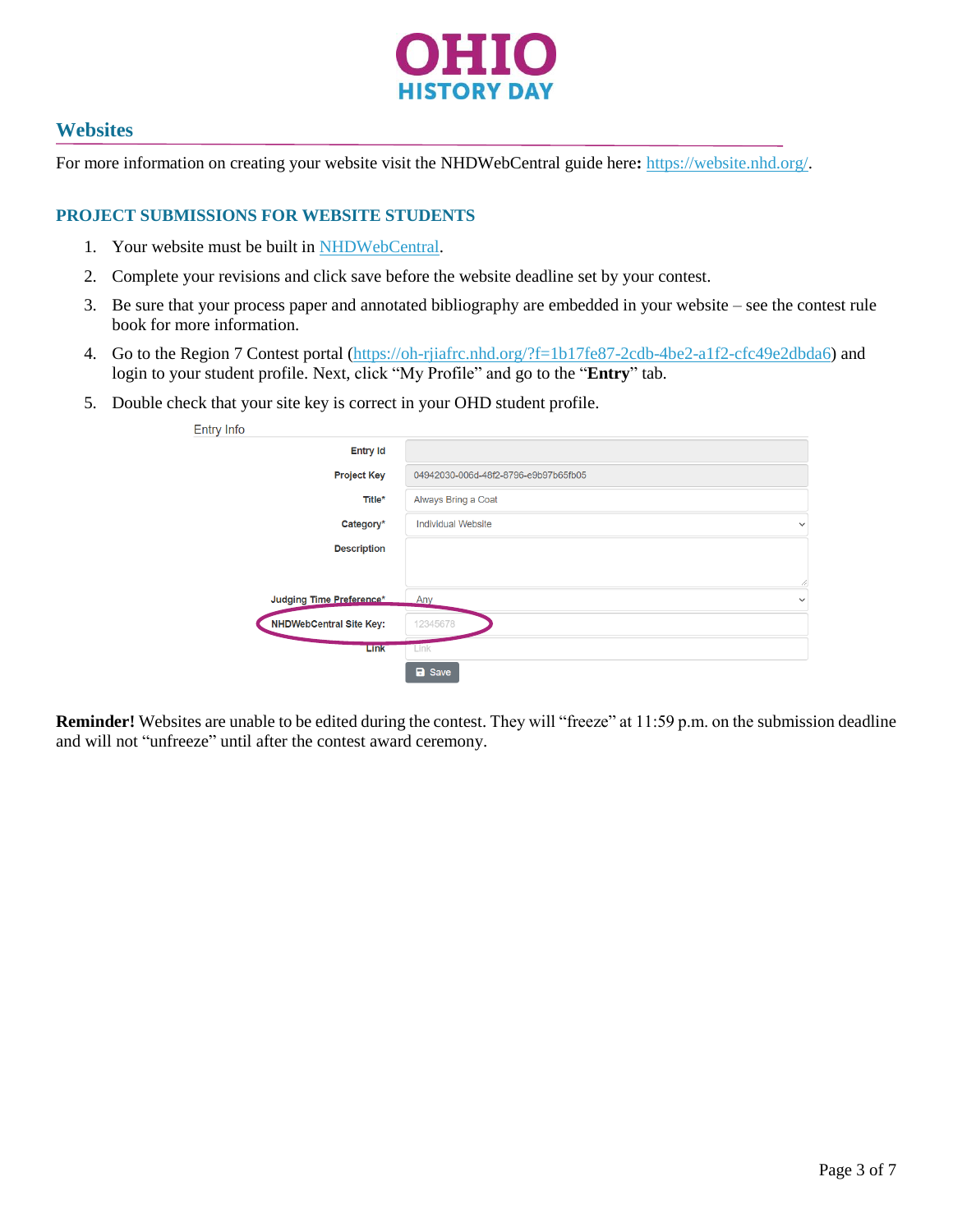## Websites

For more information on creating your website visit the NHDWebCentral guide here**:** [https://website.nhd.org/](https://website.nhd.org/).

### PROJECT SUBMISSIONS FOR WEBSITE STUDENTS

1. Your website must be built in [NHDWebCentral](NHDWebCentral).
2. Complete your revisions and click save before the website deadline set by your contest.
3. Be sure that your process paper and annotated bibliography are embedded in your website – see the contest rule book for more information.
4. Go to the Region 7 Contest portal ([https://oh-rjiafrc.nhd.org/?f=1b17fe87-2cdb-4be2-a1f2-cfc49e2dbda6](https://oh-rjiafrc.nhd.org/?f=1b17fe87-2cdb-4be2-a1f2-cfc49e2dbda6)) and login to your student profile. Next, click "My Profile" and go to the "**Entry**" tab.
5. Double check that your site key is correct in your OHD student profile.

Entry Info

| Field | Value |
| --- | --- |
| Entry Id | |
| Project Key | 04942030-006d-48f2-8796-e9b97b65fb05 |
| Title* | Always Bring a Coat |
| Category* | Individual Website |
| Description | |
| Judging Time Preference* | Any |
| NHDWebCentral Site Key: | 12345678 |
| Link | Link |

Save

**Reminder!** Websites are unable to be edited during the contest. They will "freeze" at 11:59 p.m. on the submission deadline and will not "unfreeze" until after the contest award ceremony.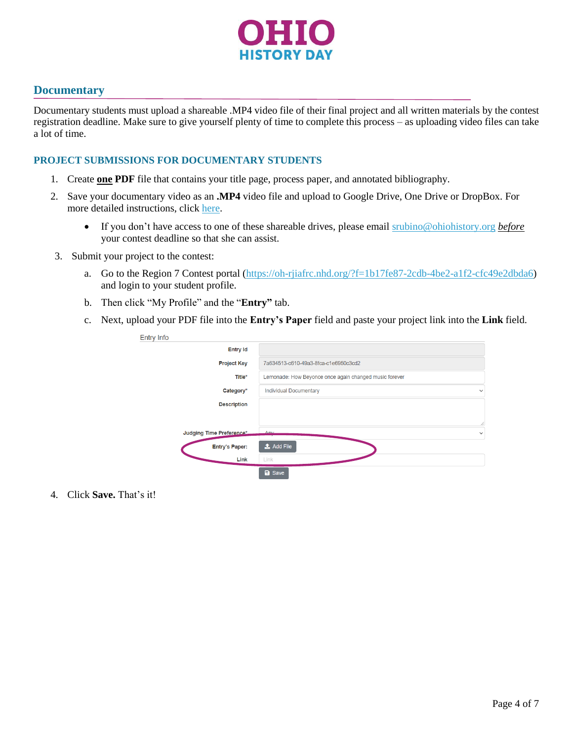OHIO HISTORY DAY

## Documentary

Documentary students must upload a shareable .MP4 video file of their final project and all written materials by the contest registration deadline. Make sure to give yourself plenty of time to complete this process – as uploading video files can take a lot of time.

### PROJECT SUBMISSIONS FOR DOCUMENTARY STUDENTS

1. Create <u>**one**</u> **PDF** file that contains your title page, process paper, and annotated bibliography.
2. Save your documentary video as an **.MP4** video file and upload to Google Drive, One Drive or DropBox. For more detailed instructions, click [here](here).
   - If you don't have access to one of these shareable drives, please email [srubino@ohiohistory.org](mailto:srubino@ohiohistory.org) <u>*before*</u> your contest deadline so that she can assist.
3. Submit your project to the contest:
   a. Go to the Region 7 Contest portal ([https://oh-rjiafrc.nhd.org/?f=1b17fe87-2cdb-4be2-a1f2-cfc49e2dbda6](https://oh-rjiafrc.nhd.org/?f=1b17fe87-2cdb-4be2-a1f2-cfc49e2dbda6)) and login to your student profile.
   b. Then click "My Profile" and the "**Entry**" tab.
   c. Next, upload your PDF file into the **Entry's Paper** field and paste your project link into the **Link** field.

Entry Info

| Field | Value |
|---|---|
| Entry Id | |
| Project Key | 7a634513-c610-49a3-8fca-c1e6950c3cd2 |
| Title* | Lemonade: How Beyonce once again changed music forever |
| Category* | Individual Documentary |
| Description | |
| Judging Time Preference* | Any |
| Entry's Paper: | Add File |
| Link | Link |
| | Save |

4. Click **Save.** That's it!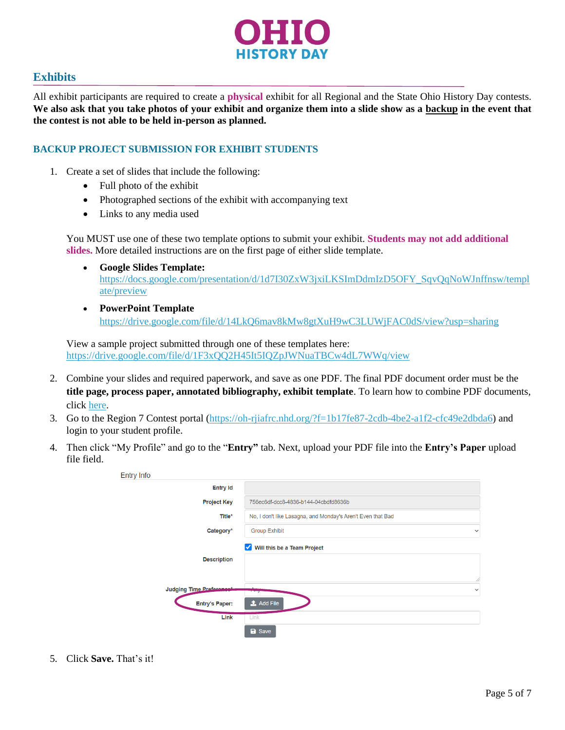# OHIO HISTORY DAY

## Exhibits

All exhibit participants are required to create a **physical** exhibit for all Regional and the State Ohio History Day contests. **We also ask that you take photos of your exhibit and organize them into a slide show as a backup in the event that the contest is not able to be held in-person as planned.**

### BACKUP PROJECT SUBMISSION FOR EXHIBIT STUDENTS

1. Create a set of slides that include the following:
   - Full photo of the exhibit
   - Photographed sections of the exhibit with accompanying text
   - Links to any media used

   You MUST use one of these two template options to submit your exhibit. **Students may not add additional slides.** More detailed instructions are on the first page of either slide template.

   - **Google Slides Template:** https://docs.google.com/presentation/d/1d7I30ZxW3jxiLKSImDdmIzD5OFY_SqvQqNoWJnffnsw/template/preview
   - **PowerPoint Template** https://drive.google.com/file/d/14LkQ6mav8kMw8gtXuH9wC3LUWjFAC0dS/view?usp=sharing

   View a sample project submitted through one of these templates here: https://drive.google.com/file/d/1F3xQQ2H45It5IQZpJWNuaTBCw4dL7WWq/view

2. Combine your slides and required paperwork, and save as one PDF. The final PDF document order must be the **title page, process paper, annotated bibliography, exhibit template**. To learn how to combine PDF documents, click here.
3. Go to the Region 7 Contest portal (https://oh-rjiafrc.nhd.org/?f=1b17fe87-2cdb-4be2-a1f2-cfc49e2dbda6) and login to your student profile.
4. Then click "My Profile" and go to the "**Entry**" tab. Next, upload your PDF file into the **Entry's Paper** upload file field.

Entry Info

| | |
|---|---|
| Entry Id | |
| Project Key | 756ec6df-dcc8-4836-b144-04cbdfd8636b |
| Title* | No, I don't like Lasagna, and Monday's Aren't Even that Bad |
| Category* | Group Exhibit |
| | ☑ Will this be a Team Project |
| Description | |
| Judging Time Preference* | Any |
| Entry's Paper: | Add File |
| Link | Link |
| | Save |

5. Click **Save.** That's it!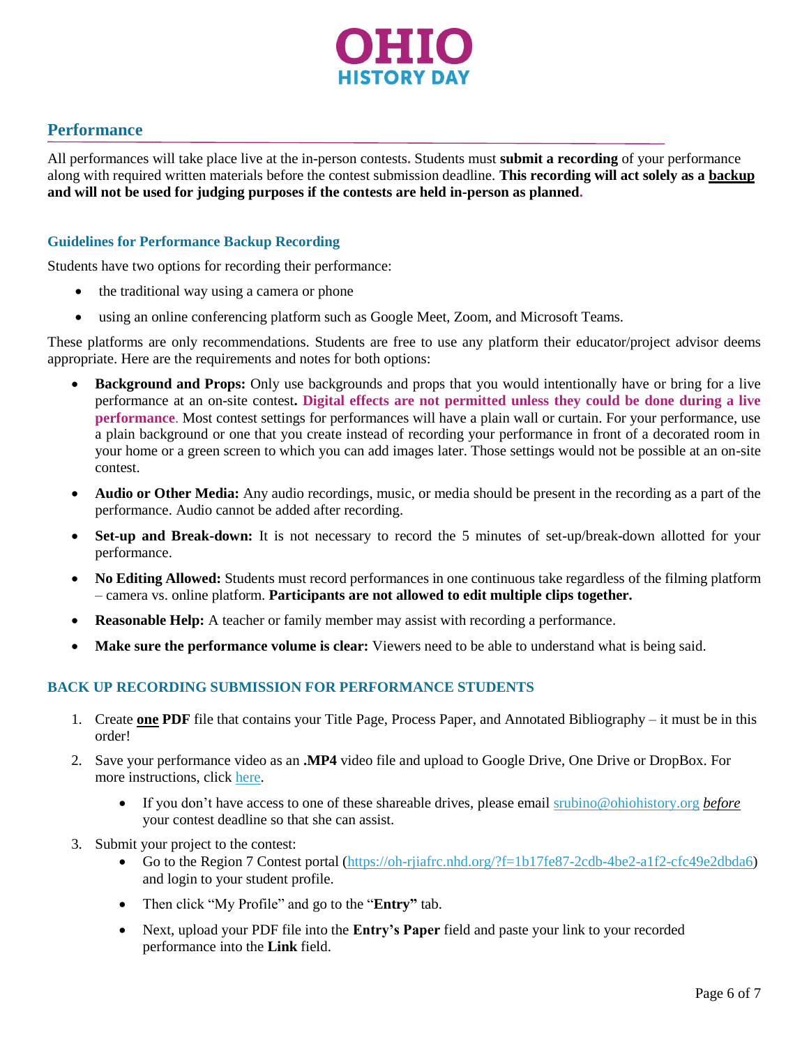## Performance

All performances will take place live at the in-person contests. Students must **submit a recording** of your performance along with required written materials before the contest submission deadline. **This recording will act solely as a backup and will not be used for judging purposes if the contests are held in-person as planned.**

### Guidelines for Performance Backup Recording

Students have two options for recording their performance:

- the traditional way using a camera or phone
- using an online conferencing platform such as Google Meet, Zoom, and Microsoft Teams.

These platforms are only recommendations. Students are free to use any platform their educator/project advisor deems appropriate. Here are the requirements and notes for both options:

- **Background and Props:** Only use backgrounds and props that you would intentionally have or bring for a live performance at an on-site contest**. Digital effects are not permitted unless they could be done during a live performance**. Most contest settings for performances will have a plain wall or curtain. For your performance, use a plain background or one that you create instead of recording your performance in front of a decorated room in your home or a green screen to which you can add images later. Those settings would not be possible at an on-site contest.
- **Audio or Other Media:** Any audio recordings, music, or media should be present in the recording as a part of the performance. Audio cannot be added after recording.
- **Set-up and Break-down:** It is not necessary to record the 5 minutes of set-up/break-down allotted for your performance.
- **No Editing Allowed:** Students must record performances in one continuous take regardless of the filming platform – camera vs. online platform. **Participants are not allowed to edit multiple clips together.**
- **Reasonable Help:** A teacher or family member may assist with recording a performance.
- **Make sure the performance volume is clear:** Viewers need to be able to understand what is being said.

### BACK UP RECORDING SUBMISSION FOR PERFORMANCE STUDENTS

1. Create **one PDF** file that contains your Title Page, Process Paper, and Annotated Bibliography – it must be in this order!
2. Save your performance video as an **.MP4** video file and upload to Google Drive, One Drive or DropBox. For more instructions, click here.
   - If you don't have access to one of these shareable drives, please email srubino@ohiohistory.org ***before*** your contest deadline so that she can assist.
3. Submit your project to the contest:
   - Go to the Region 7 Contest portal (https://oh-rjiafrc.nhd.org/?f=1b17fe87-2cdb-4be2-a1f2-cfc49e2dbda6) and login to your student profile.
   - Then click "My Profile" and go to the "**Entry"** tab.
   - Next, upload your PDF file into the **Entry's Paper** field and paste your link to your recorded performance into the **Link** field.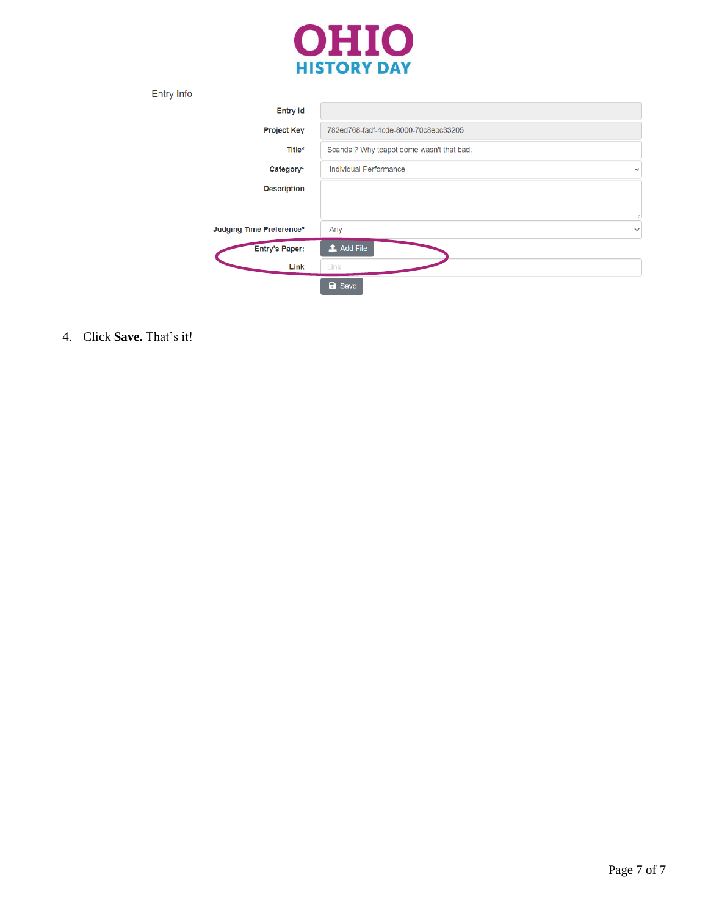OHIO HISTORY DAY

Entry Info

| | |
|---|---|
| Entry Id | |
| Project Key | 782ed768-fadf-4cde-8000-70c8ebc33205 |
| Title* | Scandal? Why teapot dome wasn't that bad. |
| Category* | Individual Performance |
| Description | |
| Judging Time Preference* | Any |
| Entry's Paper: | Add File |
| Link | Link |
| | Save |

4. Click **Save.** That's it!